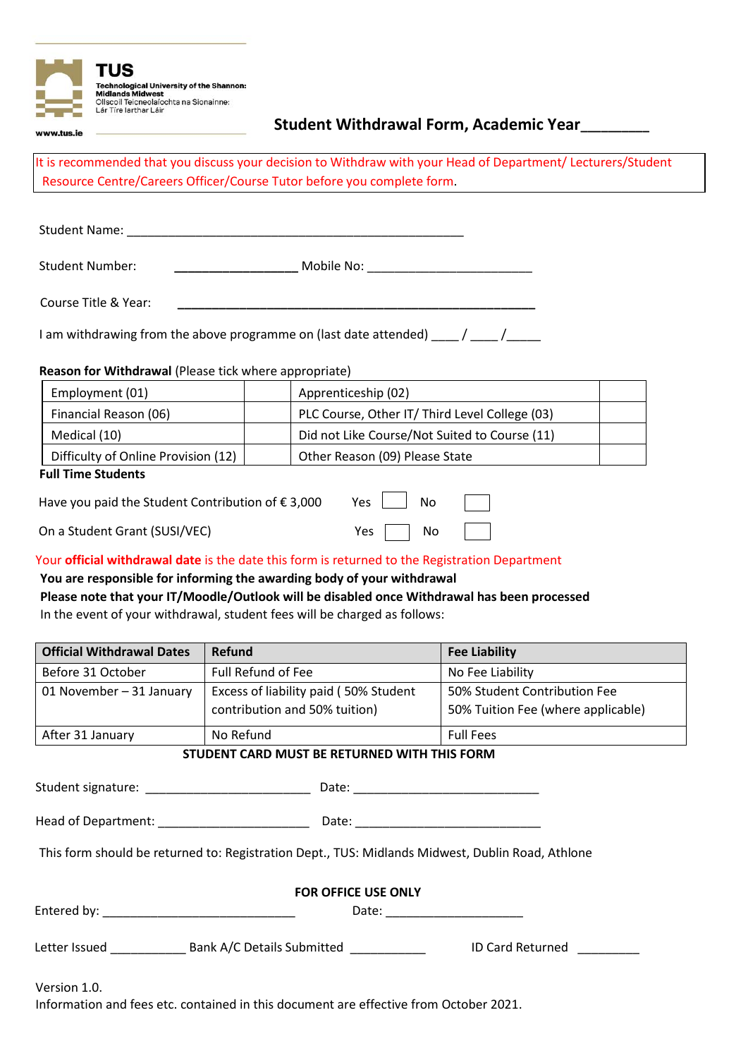TUS
Technological University of the Shannon: Midlands Midwest
Ollscoil Teicneolaíochta na Sionainne: Lár Tíre Iarthar Láir
www.tus.ie

## Student Withdrawal Form, Academic Year________

It is recommended that you discuss your decision to Withdraw with your Head of Department/ Lecturers/Student Resource Centre/Careers Officer/Course Tutor before you complete form.

Student Name: ____________________________________________________

Student Number: ____________________ Mobile No: __________________________

Course Title & Year: ____________________________________________________________

I am withdrawing from the above programme on (last date attended) ____ / ____ /_____

**Reason for Withdrawal** (Please tick where appropriate)

| | | | |
|---|---|---|---|
| Employment (01) | | Apprenticeship (02) | |
| Financial Reason (06) | | PLC Course, Other IT/ Third Level College (03) | |
| Medical (10) | | Did not Like Course/Not Suited to Course (11) | |
| Difficulty of Online Provision (12) | | Other Reason (09) Please State | |

**Full Time Students**

Have you paid the Student Contribution of € 3,000 Yes ☐ No ☐

On a Student Grant (SUSI/VEC) Yes ☐ No ☐

Your **official withdrawal date** is the date this form is returned to the Registration Department

**You are responsible for informing the awarding body of your withdrawal**

**Please note that your IT/Moodle/Outlook will be disabled once Withdrawal has been processed**

In the event of your withdrawal, student fees will be charged as follows:

| Official Withdrawal Dates | Refund | Fee Liability |
|---|---|---|
| Before 31 October | Full Refund of Fee | No Fee Liability |
| 01 November – 31 January | Excess of liability paid ( 50% Student contribution and 50% tuition) | 50% Student Contribution Fee 50% Tuition Fee (where applicable) |
| After 31 January | No Refund | Full Fees |

**STUDENT CARD MUST BE RETURNED WITH THIS FORM**

Student signature: ________________________ Date: ___________________________

Head of Department: ______________________ Date: ___________________________

This form should be returned to: Registration Dept., TUS: Midlands Midwest, Dublin Road, Athlone

**FOR OFFICE USE ONLY**

Entered by: ____________________________ Date: ____________________

Letter Issued ___________ Bank A/C Details Submitted ___________ ID Card Returned _________

Version 1.0.
Information and fees etc. contained in this document are effective from October 2021.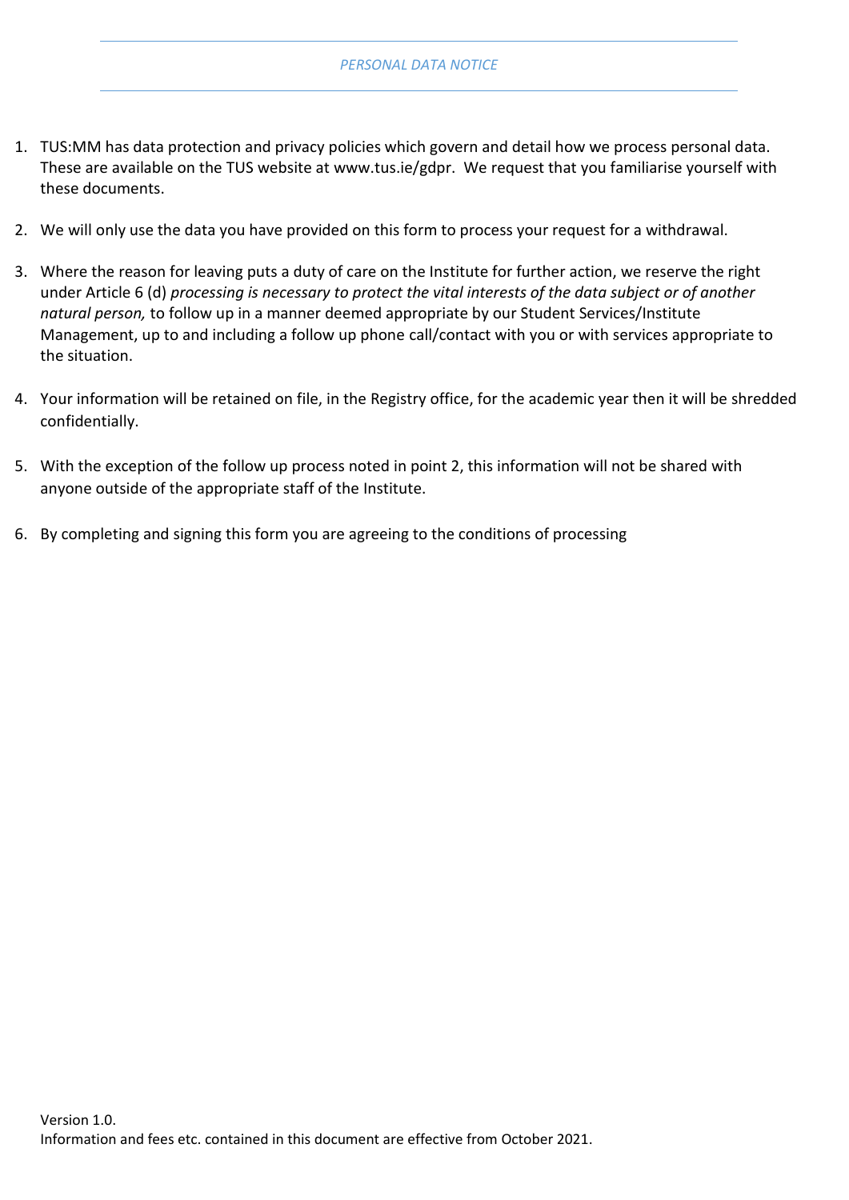*PERSONAL DATA NOTICE*

1. TUS:MM has data protection and privacy policies which govern and detail how we process personal data. These are available on the TUS website at www.tus.ie/gdpr. We request that you familiarise yourself with these documents.

2. We will only use the data you have provided on this form to process your request for a withdrawal.

3. Where the reason for leaving puts a duty of care on the Institute for further action, we reserve the right under Article 6 (d) *processing is necessary to protect the vital interests of the data subject or of another natural person,* to follow up in a manner deemed appropriate by our Student Services/Institute Management, up to and including a follow up phone call/contact with you or with services appropriate to the situation.

4. Your information will be retained on file, in the Registry office, for the academic year then it will be shredded confidentially.

5. With the exception of the follow up process noted in point 2, this information will not be shared with anyone outside of the appropriate staff of the Institute.

6. By completing and signing this form you are agreeing to the conditions of processing

Version 1.0.
Information and fees etc. contained in this document are effective from October 2021.